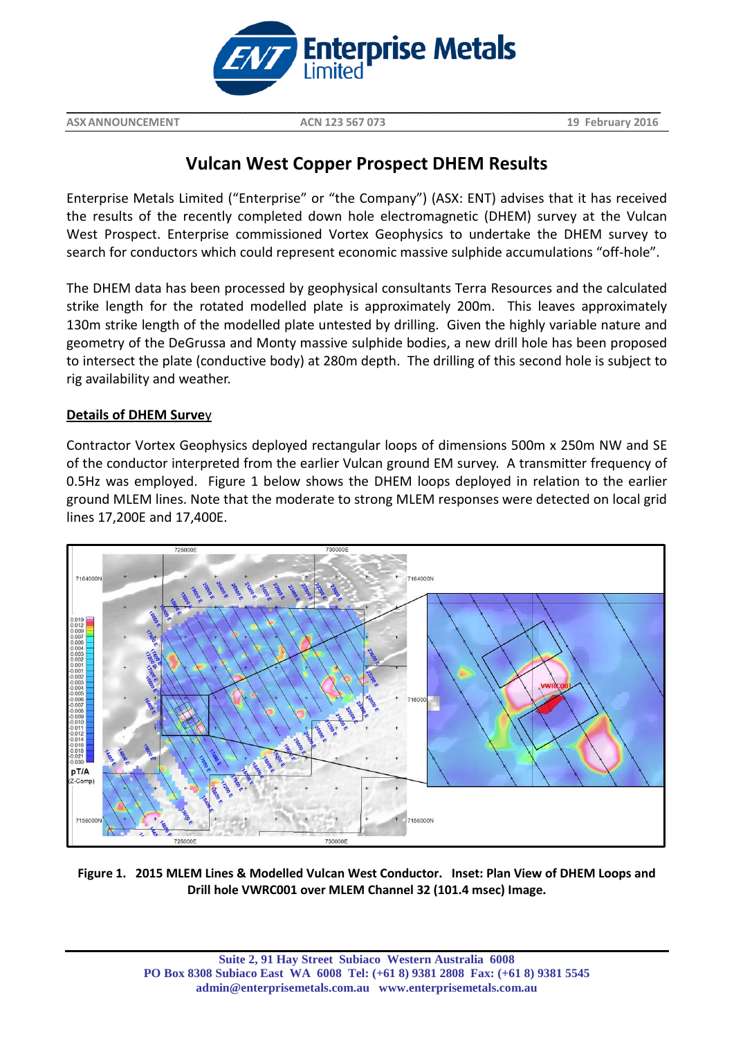ASX ANNOUNCEMENT | ACN 123 567 073 | 19 February 2016

# Vulcan West Copper Prospect DHEM Results

Enterprise Metals Limited ("Enterprise" or "the Company") (ASX: ENT) advises that it has received the results of the recently completed down hole electromagnetic (DHEM) survey at the Vulcan West Prospect. Enterprise commissioned Vortex Geophysics to undertake the DHEM survey to search for conductors which could represent economic massive sulphide accumulations "off-hole".

The DHEM data has been processed by geophysical consultants Terra Resources and the calculated strike length for the rotated modelled plate is approximately 200m. This leaves approximately 130m strike length of the modelled plate untested by drilling. Given the highly variable nature and geometry of the DeGrussa and Monty massive sulphide bodies, a new drill hole has been proposed to intersect the plate (conductive body) at 280m depth. The drilling of this second hole is subject to rig availability and weather.

## Details of DHEM Survey

Contractor Vortex Geophysics deployed rectangular loops of dimensions 500m x 250m NW and SE of the conductor interpreted from the earlier Vulcan ground EM survey. A transmitter frequency of 0.5Hz was employed. Figure 1 below shows the DHEM loops deployed in relation to the earlier ground MLEM lines. Note that the moderate to strong MLEM responses were detected on local grid lines 17,200E and 17,400E.

**Figure 1. 2015 MLEM Lines & Modelled Vulcan West Conductor. Inset: Plan View of DHEM Loops and Drill hole VWRC001 over MLEM Channel 32 (101.4 msec) Image.**

Suite 2, 91 Hay Street Subiaco Western Australia 6008
PO Box 8308 Subiaco East WA 6008 Tel: (+61 8) 9381 2808 Fax: (+61 8) 9381 5545
admin@enterprisemetals.com.au www.enterprisemetals.com.au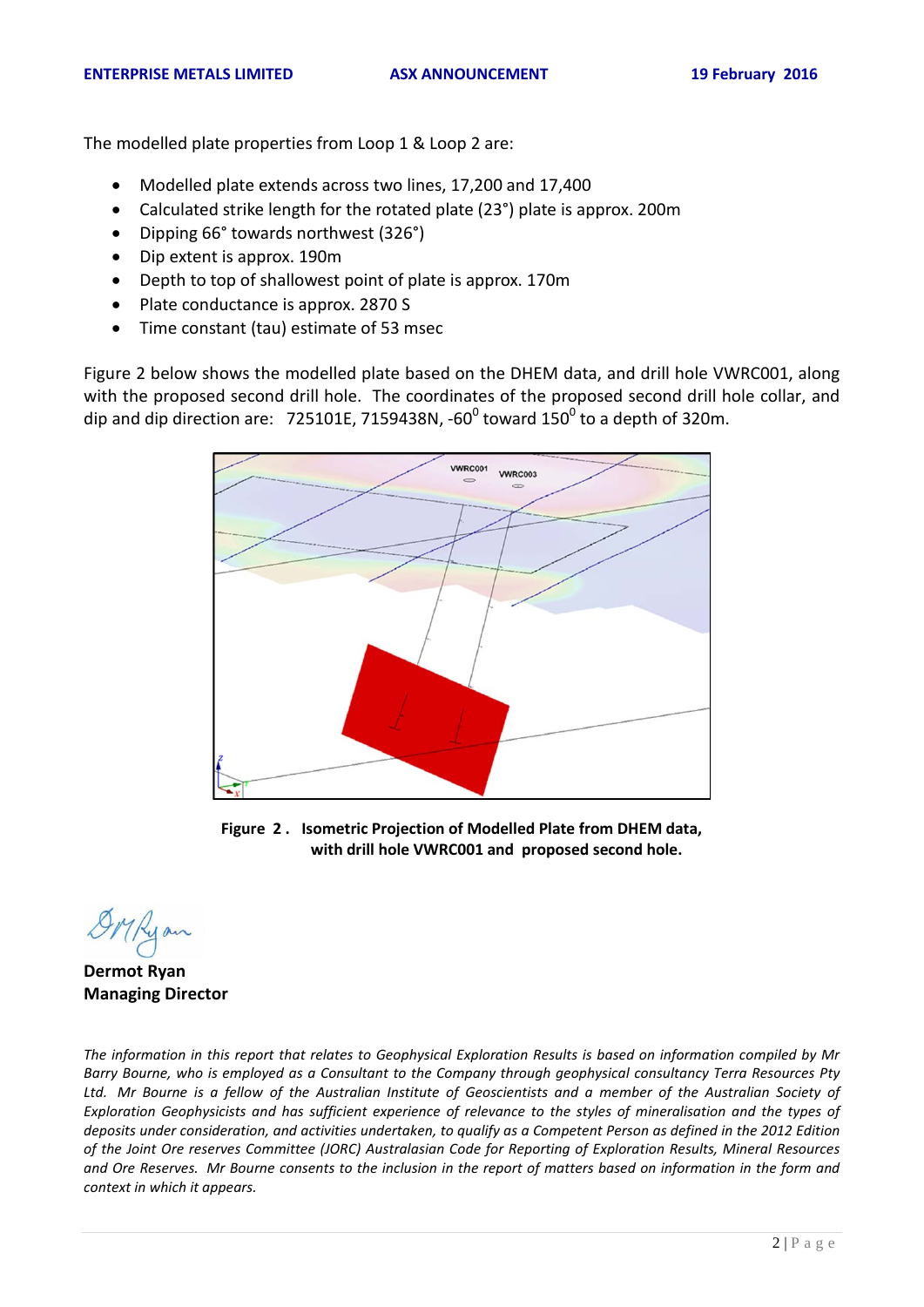The modelled plate properties from Loop 1 & Loop 2 are:

- Modelled plate extends across two lines, 17,200 and 17,400
- Calculated strike length for the rotated plate (23°) plate is approx. 200m
- Dipping 66° towards northwest (326°)
- Dip extent is approx. 190m
- Depth to top of shallowest point of plate is approx. 170m
- Plate conductance is approx. 2870 S
- Time constant (tau) estimate of 53 msec

Figure 2 below shows the modelled plate based on the DHEM data, and drill hole VWRC001, along with the proposed second drill hole. The coordinates of the proposed second drill hole collar, and dip and dip direction are: 725101E, 7159438N, -60$^0$ toward 150$^0$ to a depth of 320m.

VWRC001

VWRC003

**Figure 2 . Isometric Projection of Modelled Plate from DHEM data, with drill hole VWRC001 and proposed second hole.**

**Dermot Ryan**
**Managing Director**

*The information in this report that relates to Geophysical Exploration Results is based on information compiled by Mr Barry Bourne, who is employed as a Consultant to the Company through geophysical consultancy Terra Resources Pty Ltd. Mr Bourne is a fellow of the Australian Institute of Geoscientists and a member of the Australian Society of Exploration Geophysicists and has sufficient experience of relevance to the styles of mineralisation and the types of deposits under consideration, and activities undertaken, to qualify as a Competent Person as defined in the 2012 Edition of the Joint Ore reserves Committee (JORC) Australasian Code for Reporting of Exploration Results, Mineral Resources and Ore Reserves. Mr Bourne consents to the inclusion in the report of matters based on information in the form and context in which it appears.*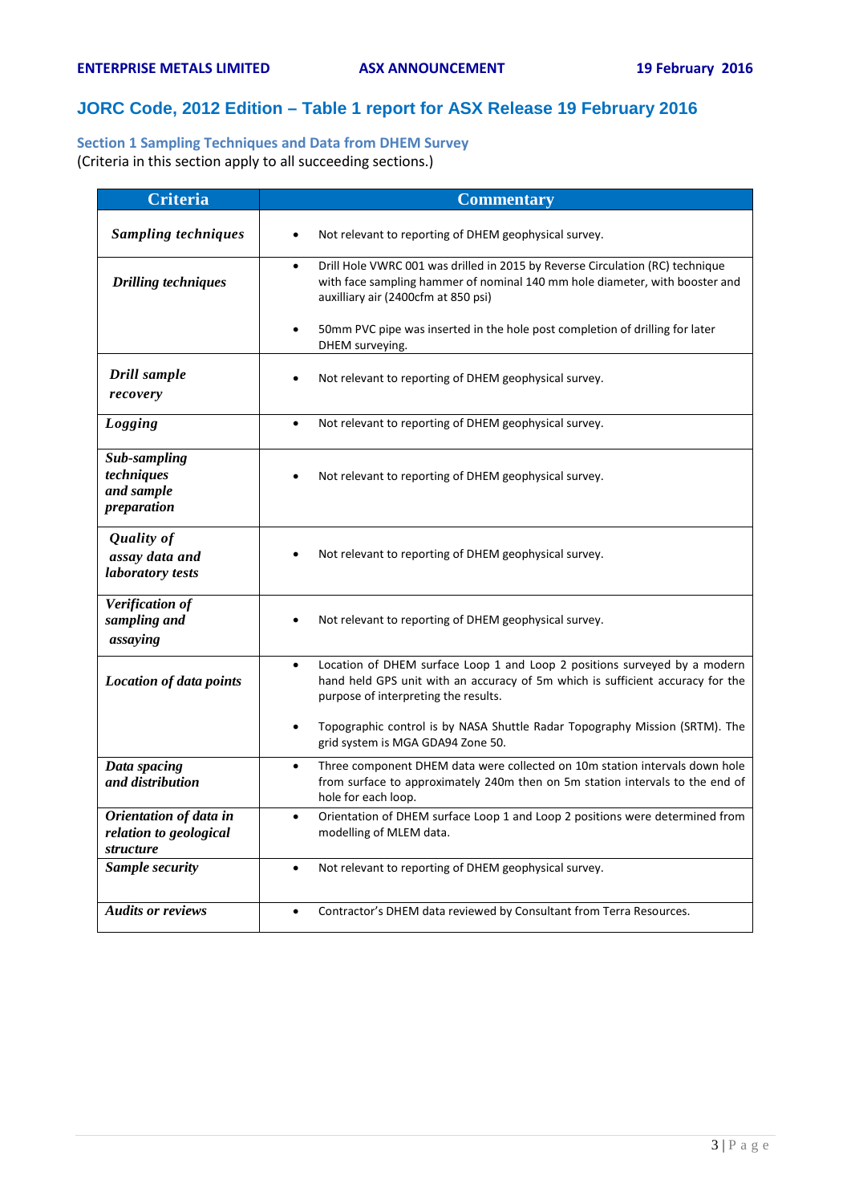## JORC Code, 2012 Edition – Table 1 report for ASX Release 19 February 2016

### Section 1 Sampling Techniques and Data from DHEM Survey

(Criteria in this section apply to all succeeding sections.)

| Criteria | Commentary |
|---|---|
| ***Sampling techniques*** | • Not relevant to reporting of DHEM geophysical survey. |
| ***Drilling techniques*** | • Drill Hole VWRC 001 was drilled in 2015 by Reverse Circulation (RC) technique with face sampling hammer of nominal 140 mm hole diameter, with booster and auxilliary air (2400cfm at 850 psi)<br><br>• 50mm PVC pipe was inserted in the hole post completion of drilling for later DHEM surveying. |
| ***Drill sample recovery*** | • Not relevant to reporting of DHEM geophysical survey. |
| ***Logging*** | • Not relevant to reporting of DHEM geophysical survey. |
| ***Sub-sampling techniques and sample preparation*** | • Not relevant to reporting of DHEM geophysical survey. |
| ***Quality of assay data and laboratory tests*** | • Not relevant to reporting of DHEM geophysical survey. |
| ***Verification of sampling and assaying*** | • Not relevant to reporting of DHEM geophysical survey. |
| ***Location of data points*** | • Location of DHEM surface Loop 1 and Loop 2 positions surveyed by a modern hand held GPS unit with an accuracy of 5m which is sufficient accuracy for the purpose of interpreting the results.<br><br>• Topographic control is by NASA Shuttle Radar Topography Mission (SRTM). The grid system is MGA GDA94 Zone 50. |
| ***Data spacing and distribution*** | • Three component DHEM data were collected on 10m station intervals down hole from surface to approximately 240m then on 5m station intervals to the end of hole for each loop. |
| ***Orientation of data in relation to geological structure*** | • Orientation of DHEM surface Loop 1 and Loop 2 positions were determined from modelling of MLEM data. |
| ***Sample security*** | • Not relevant to reporting of DHEM geophysical survey. |
| ***Audits or reviews*** | • Contractor's DHEM data reviewed by Consultant from Terra Resources. |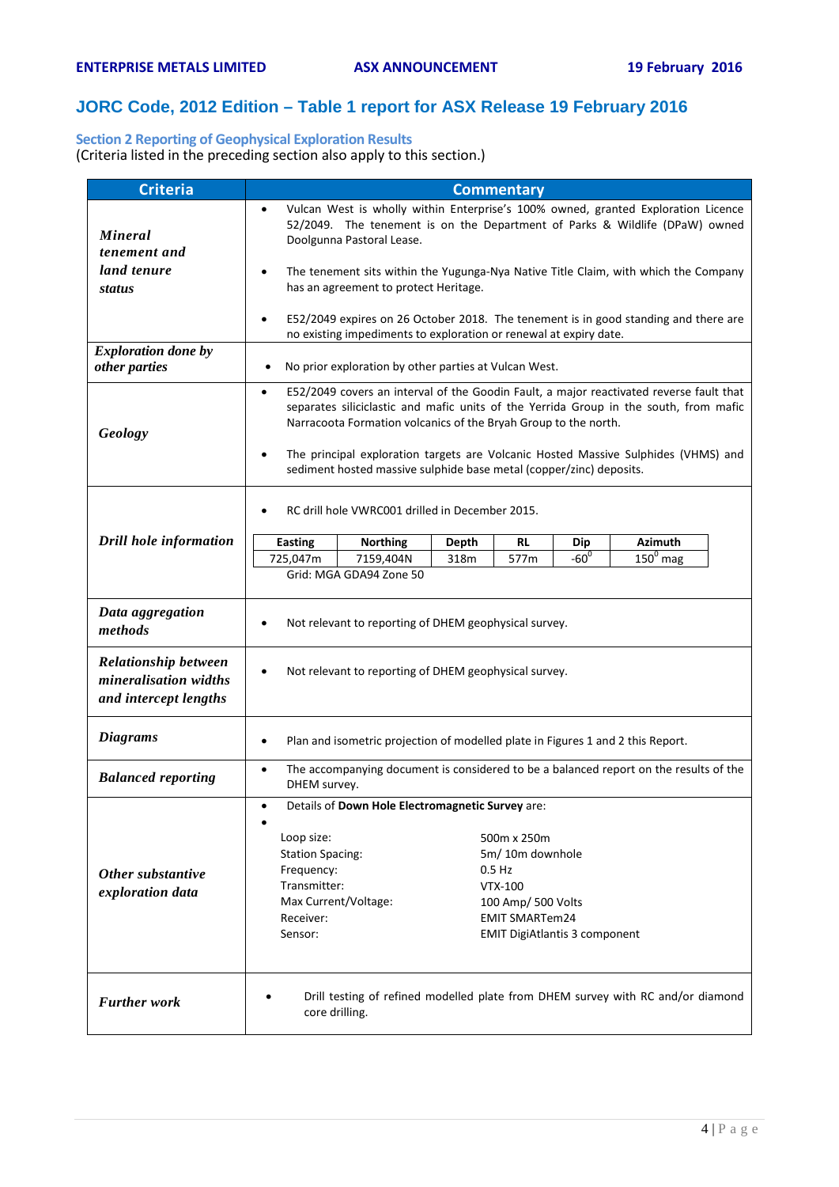# JORC Code, 2012 Edition – Table 1 report for ASX Release 19 February 2016

## Section 2 Reporting of Geophysical Exploration Results

(Criteria listed in the preceding section also apply to this section.)

| Criteria | Commentary |
|---|---|
| ***Mineral tenement and land tenure status*** | • Vulcan West is wholly within Enterprise's 100% owned, granted Exploration Licence 52/2049. The tenement is on the Department of Parks & Wildlife (DPaW) owned Doolgunna Pastoral Lease.<br><br>• The tenement sits within the Yugunga-Nya Native Title Claim, with which the Company has an agreement to protect Heritage.<br><br>• E52/2049 expires on 26 October 2018. The tenement is in good standing and there are no existing impediments to exploration or renewal at expiry date. |
| ***Exploration done by other parties*** | • No prior exploration by other parties at Vulcan West. |
| ***Geology*** | • E52/2049 covers an interval of the Goodin Fault, a major reactivated reverse fault that separates siliciclastic and mafic units of the Yerrida Group in the south, from mafic Narracoota Formation volcanics of the Bryah Group to the north.<br><br>• The principal exploration targets are Volcanic Hosted Massive Sulphides (VHMS) and sediment hosted massive sulphide base metal (copper/zinc) deposits. |
| ***Drill hole information*** | • RC drill hole VWRC001 drilled in December 2015.<br><br>Easting: 725,047m; Northing: 7159,404N; Depth: 318m; RL: 577m; Dip: $-60^0$; Azimuth: $150^0$ mag<br><br>Grid: MGA GDA94 Zone 50 |
| ***Data aggregation methods*** | • Not relevant to reporting of DHEM geophysical survey. |
| ***Relationship between mineralisation widths and intercept lengths*** | • Not relevant to reporting of DHEM geophysical survey. |
| ***Diagrams*** | • Plan and isometric projection of modelled plate in Figures 1 and 2 this Report. |
| ***Balanced reporting*** | • The accompanying document is considered to be a balanced report on the results of the DHEM survey. |
| ***Other substantive exploration data*** | • Details of **Down Hole Electromagnetic Survey** are:<br>•<br>Loop size: 500m x 250m<br>Station Spacing: 5m/ 10m downhole<br>Frequency: 0.5 Hz<br>Transmitter: VTX-100<br>Max Current/Voltage: 100 Amp/ 500 Volts<br>Receiver: EMIT SMARTem24<br>Sensor: EMIT DigiAtlantis 3 component |
| ***Further work*** | • Drill testing of refined modelled plate from DHEM survey with RC and/or diamond core drilling. |